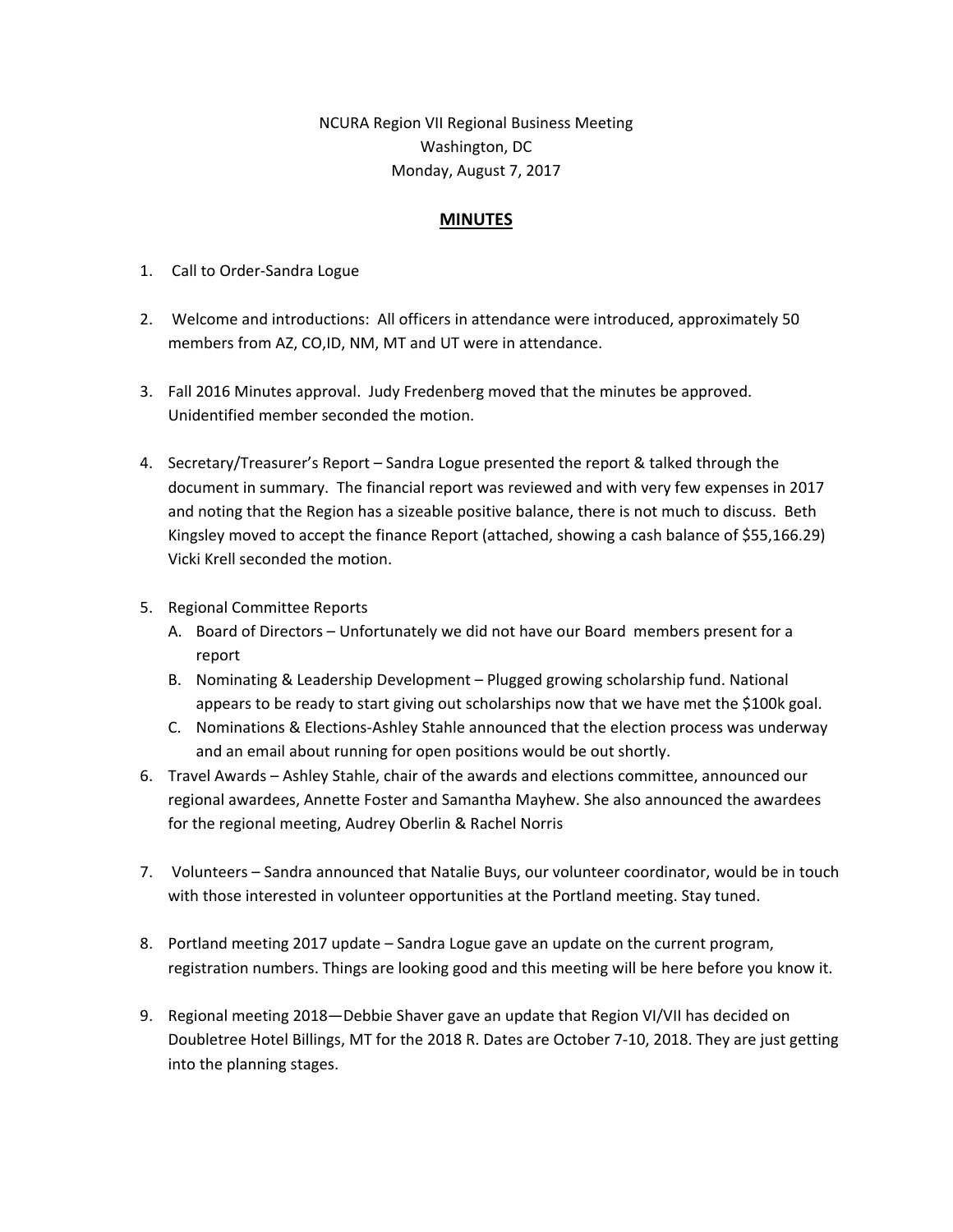NCURA Region VII Regional Business Meeting
Washington, DC
Monday, August 7, 2017

## MINUTES

1. Call to Order-Sandra Logue

2. Welcome and introductions: All officers in attendance were introduced, approximately 50 members from AZ, CO,ID, NM, MT and UT were in attendance.

3. Fall 2016 Minutes approval. Judy Fredenberg moved that the minutes be approved. Unidentified member seconded the motion.

4. Secretary/Treasurer's Report – Sandra Logue presented the report & talked through the document in summary. The financial report was reviewed and with very few expenses in 2017 and noting that the Region has a sizeable positive balance, there is not much to discuss. Beth Kingsley moved to accept the finance Report (attached, showing a cash balance of $55,166.29) Vicki Krell seconded the motion.

5. Regional Committee Reports
   A. Board of Directors – Unfortunately we did not have our Board members present for a report
   B. Nominating & Leadership Development – Plugged growing scholarship fund. National appears to be ready to start giving out scholarships now that we have met the $100k goal.
   C. Nominations & Elections-Ashley Stahle announced that the election process was underway and an email about running for open positions would be out shortly.

6. Travel Awards – Ashley Stahle, chair of the awards and elections committee, announced our regional awardees, Annette Foster and Samantha Mayhew. She also announced the awardees for the regional meeting, Audrey Oberlin & Rachel Norris

7. Volunteers – Sandra announced that Natalie Buys, our volunteer coordinator, would be in touch with those interested in volunteer opportunities at the Portland meeting. Stay tuned.

8. Portland meeting 2017 update – Sandra Logue gave an update on the current program, registration numbers. Things are looking good and this meeting will be here before you know it.

9. Regional meeting 2018—Debbie Shaver gave an update that Region VI/VII has decided on Doubletree Hotel Billings, MT for the 2018 R. Dates are October 7-10, 2018. They are just getting into the planning stages.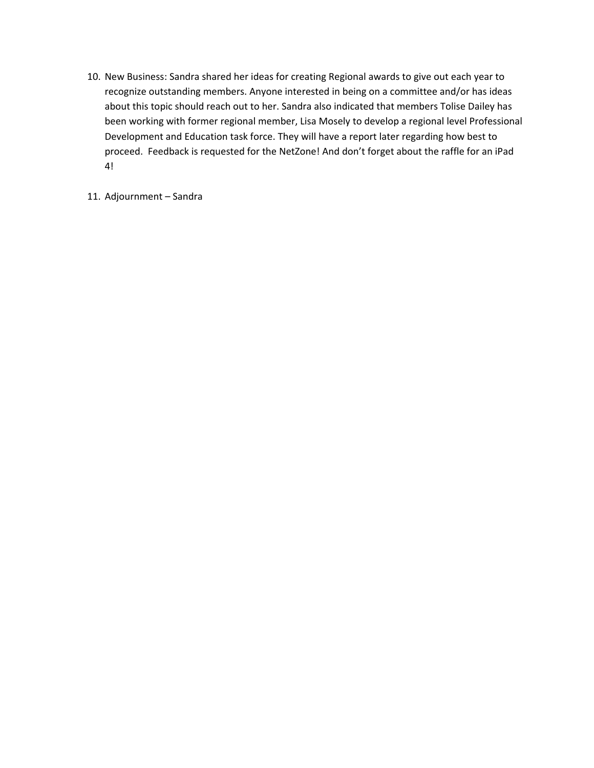10. New Business: Sandra shared her ideas for creating Regional awards to give out each year to recognize outstanding members. Anyone interested in being on a committee and/or has ideas about this topic should reach out to her. Sandra also indicated that members Tolise Dailey has been working with former regional member, Lisa Mosely to develop a regional level Professional Development and Education task force. They will have a report later regarding how best to proceed. Feedback is requested for the NetZone! And don't forget about the raffle for an iPad 4!

11. Adjournment – Sandra